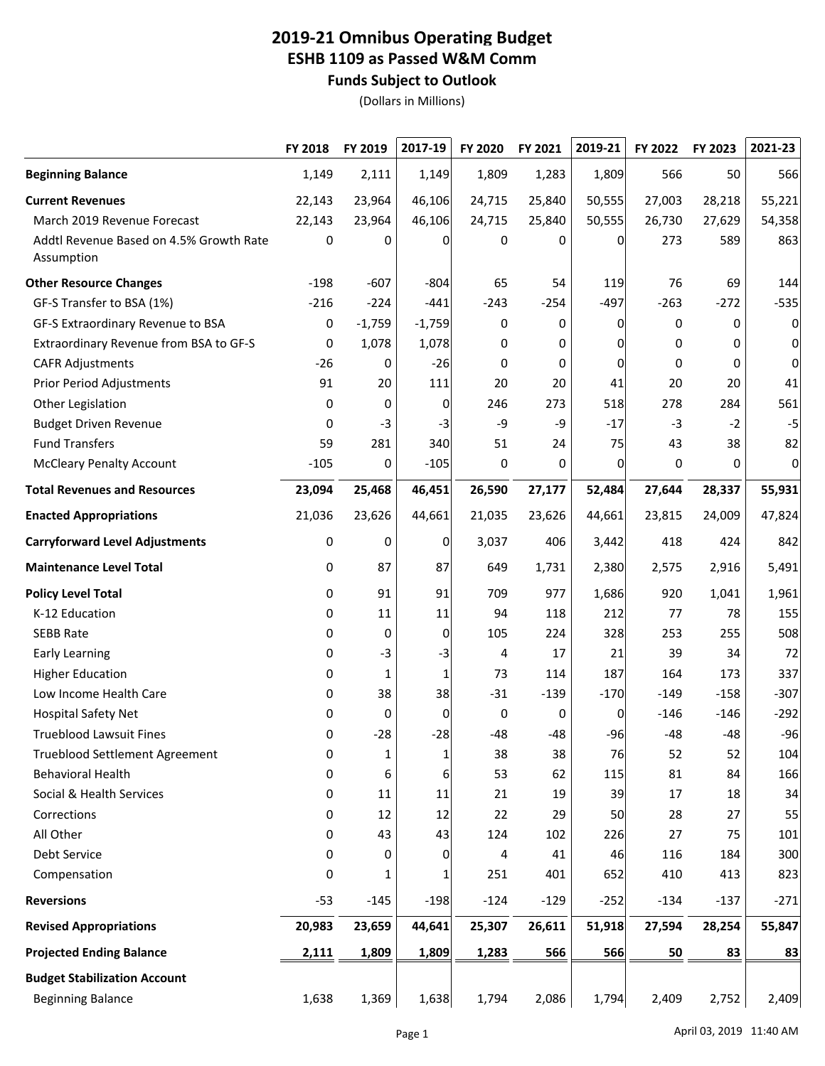# 2019-21 Omnibus Operating Budget
## ESHB 1109 as Passed W&M Comm
### Funds Subject to Outlook

(Dollars in Millions)

| | FY 2018 | FY 2019 | 2017-19 | FY 2020 | FY 2021 | 2019-21 | FY 2022 | FY 2023 | 2021-23 |
|---|---|---|---|---|---|---|---|---|---|
| **Beginning Balance** | 1,149 | 2,111 | 1,149 | 1,809 | 1,283 | 1,809 | 566 | 50 | 566 |
| **Current Revenues** | 22,143 | 23,964 | 46,106 | 24,715 | 25,840 | 50,555 | 27,003 | 28,218 | 55,221 |
| March 2019 Revenue Forecast | 22,143 | 23,964 | 46,106 | 24,715 | 25,840 | 50,555 | 26,730 | 27,629 | 54,358 |
| Addtl Revenue Based on 4.5% Growth Rate Assumption | 0 | 0 | 0 | 0 | 0 | 0 | 273 | 589 | 863 |
| **Other Resource Changes** | -198 | -607 | -804 | 65 | 54 | 119 | 76 | 69 | 144 |
| GF-S Transfer to BSA (1%) | -216 | -224 | -441 | -243 | -254 | -497 | -263 | -272 | -535 |
| GF-S Extraordinary Revenue to BSA | 0 | -1,759 | -1,759 | 0 | 0 | 0 | 0 | 0 | 0 |
| Extraordinary Revenue from BSA to GF-S | 0 | 1,078 | 1,078 | 0 | 0 | 0 | 0 | 0 | 0 |
| CAFR Adjustments | -26 | 0 | -26 | 0 | 0 | 0 | 0 | 0 | 0 |
| Prior Period Adjustments | 91 | 20 | 111 | 20 | 20 | 41 | 20 | 20 | 41 |
| Other Legislation | 0 | 0 | 0 | 246 | 273 | 518 | 278 | 284 | 561 |
| Budget Driven Revenue | 0 | -3 | -3 | -9 | -9 | -17 | -3 | -2 | -5 |
| Fund Transfers | 59 | 281 | 340 | 51 | 24 | 75 | 43 | 38 | 82 |
| McCleary Penalty Account | -105 | 0 | -105 | 0 | 0 | 0 | 0 | 0 | 0 |
| **Total Revenues and Resources** | **23,094** | **25,468** | **46,451** | **26,590** | **27,177** | **52,484** | **27,644** | **28,337** | **55,931** |
| **Enacted Appropriations** | 21,036 | 23,626 | 44,661 | 21,035 | 23,626 | 44,661 | 23,815 | 24,009 | 47,824 |
| **Carryforward Level Adjustments** | 0 | 0 | 0 | 3,037 | 406 | 3,442 | 418 | 424 | 842 |
| **Maintenance Level Total** | 0 | 87 | 87 | 649 | 1,731 | 2,380 | 2,575 | 2,916 | 5,491 |
| **Policy Level Total** | 0 | 91 | 91 | 709 | 977 | 1,686 | 920 | 1,041 | 1,961 |
| K-12 Education | 0 | 11 | 11 | 94 | 118 | 212 | 77 | 78 | 155 |
| SEBB Rate | 0 | 0 | 0 | 105 | 224 | 328 | 253 | 255 | 508 |
| Early Learning | 0 | -3 | -3 | 4 | 17 | 21 | 39 | 34 | 72 |
| Higher Education | 0 | 1 | 1 | 73 | 114 | 187 | 164 | 173 | 337 |
| Low Income Health Care | 0 | 38 | 38 | -31 | -139 | -170 | -149 | -158 | -307 |
| Hospital Safety Net | 0 | 0 | 0 | 0 | 0 | 0 | -146 | -146 | -292 |
| Trueblood Lawsuit Fines | 0 | -28 | -28 | -48 | -48 | -96 | -48 | -48 | -96 |
| Trueblood Settlement Agreement | 0 | 1 | 1 | 38 | 38 | 76 | 52 | 52 | 104 |
| Behavioral Health | 0 | 6 | 6 | 53 | 62 | 115 | 81 | 84 | 166 |
| Social & Health Services | 0 | 11 | 11 | 21 | 19 | 39 | 17 | 18 | 34 |
| Corrections | 0 | 12 | 12 | 22 | 29 | 50 | 28 | 27 | 55 |
| All Other | 0 | 43 | 43 | 124 | 102 | 226 | 27 | 75 | 101 |
| Debt Service | 0 | 0 | 0 | 4 | 41 | 46 | 116 | 184 | 300 |
| Compensation | 0 | 1 | 1 | 251 | 401 | 652 | 410 | 413 | 823 |
| **Reversions** | -53 | -145 | -198 | -124 | -129 | -252 | -134 | -137 | -271 |
| **Revised Appropriations** | **20,983** | **23,659** | **44,641** | **25,307** | **26,611** | **51,918** | **27,594** | **28,254** | **55,847** |
| **Projected Ending Balance** | **2,111** | **1,809** | **1,809** | **1,283** | **566** | **566** | **50** | **83** | **83** |
| **Budget Stabilization Account** | | | | | | | | | |
| Beginning Balance | 1,638 | 1,369 | 1,638 | 1,794 | 2,086 | 1,794 | 2,409 | 2,752 | 2,409 |

April 03, 2019 11:40 AM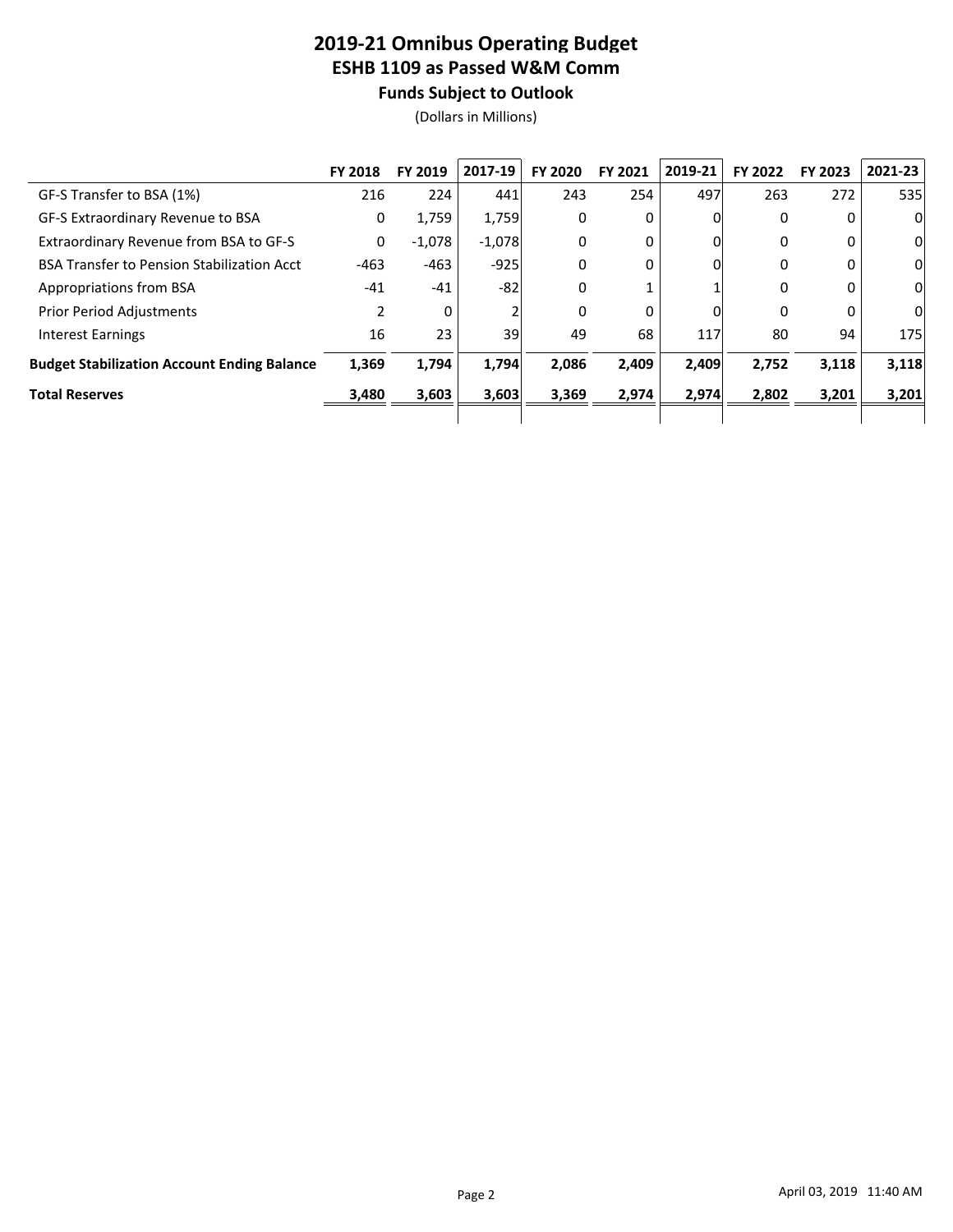# 2019-21 Omnibus Operating Budget

## ESHB 1109 as Passed W&M Comm

### Funds Subject to Outlook

(Dollars in Millions)

| | FY 2018 | FY 2019 | 2017-19 | FY 2020 | FY 2021 | 2019-21 | FY 2022 | FY 2023 | 2021-23 |
|---|---|---|---|---|---|---|---|---|---|
| GF-S Transfer to BSA (1%) | 216 | 224 | 441 | 243 | 254 | 497 | 263 | 272 | 535 |
| GF-S Extraordinary Revenue to BSA | 0 | 1,759 | 1,759 | 0 | 0 | 0 | 0 | 0 | 0 |
| Extraordinary Revenue from BSA to GF-S | 0 | -1,078 | -1,078 | 0 | 0 | 0 | 0 | 0 | 0 |
| BSA Transfer to Pension Stabilization Acct | -463 | -463 | -925 | 0 | 0 | 0 | 0 | 0 | 0 |
| Appropriations from BSA | -41 | -41 | -82 | 0 | 1 | 1 | 0 | 0 | 0 |
| Prior Period Adjustments | 2 | 0 | 2 | 0 | 0 | 0 | 0 | 0 | 0 |
| Interest Earnings | 16 | 23 | 39 | 49 | 68 | 117 | 80 | 94 | 175 |
| **Budget Stabilization Account Ending Balance** | **1,369** | **1,794** | **1,794** | **2,086** | **2,409** | **2,409** | **2,752** | **3,118** | **3,118** |
| **Total Reserves** | **3,480** | **3,603** | **3,603** | **3,369** | **2,974** | **2,974** | **2,802** | **3,201** | **3,201** |

April 03, 2019 11:40 AM